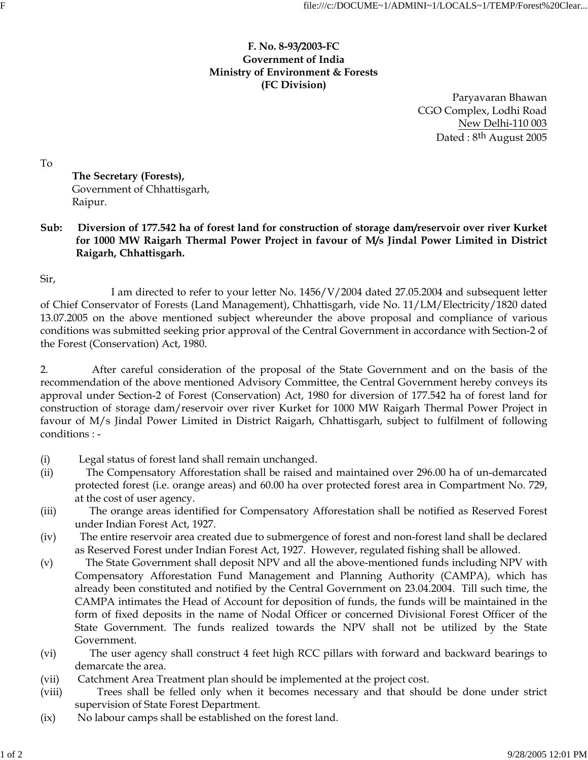**F. No. 8-93/2003-FC**
**Government of India**
**Ministry of Environment & Forests**
**(FC Division)**

Paryavaran Bhawan
CGO Complex, Lodhi Road
New Delhi-110 003
Dated : 8th August 2005

To

**The Secretary (Forests),**
Government of Chhattisgarh,
Raipur.

**Sub: Diversion of 177.542 ha of forest land for construction of storage dam/reservoir over river Kurket for 1000 MW Raigarh Thermal Power Project in favour of M/s Jindal Power Limited in District Raigarh, Chhattisgarh.**

Sir,

I am directed to refer to your letter No. 1456/V/2004 dated 27.05.2004 and subsequent letter of Chief Conservator of Forests (Land Management), Chhattisgarh, vide No. 11/LM/Electricity/1820 dated 13.07.2005 on the above mentioned subject whereunder the above proposal and compliance of various conditions was submitted seeking prior approval of the Central Government in accordance with Section-2 of the Forest (Conservation) Act, 1980.

2. After careful consideration of the proposal of the State Government and on the basis of the recommendation of the above mentioned Advisory Committee, the Central Government hereby conveys its approval under Section-2 of Forest (Conservation) Act, 1980 for diversion of 177.542 ha of forest land for construction of storage dam/reservoir over river Kurket for 1000 MW Raigarh Thermal Power Project in favour of M/s Jindal Power Limited in District Raigarh, Chhattisgarh, subject to fulfilment of following conditions : -

(i) Legal status of forest land shall remain unchanged.

(ii) The Compensatory Afforestation shall be raised and maintained over 296.00 ha of un-demarcated protected forest (i.e. orange areas) and 60.00 ha over protected forest area in Compartment No. 729, at the cost of user agency.

(iii) The orange areas identified for Compensatory Afforestation shall be notified as Reserved Forest under Indian Forest Act, 1927.

(iv) The entire reservoir area created due to submergence of forest and non-forest land shall be declared as Reserved Forest under Indian Forest Act, 1927. However, regulated fishing shall be allowed.

(v) The State Government shall deposit NPV and all the above-mentioned funds including NPV with Compensatory Afforestation Fund Management and Planning Authority (CAMPA), which has already been constituted and notified by the Central Government on 23.04.2004. Till such time, the CAMPA intimates the Head of Account for deposition of funds, the funds will be maintained in the form of fixed deposits in the name of Nodal Officer or concerned Divisional Forest Officer of the State Government. The funds realized towards the NPV shall not be utilized by the State Government.

(vi) The user agency shall construct 4 feet high RCC pillars with forward and backward bearings to demarcate the area.

(vii) Catchment Area Treatment plan should be implemented at the project cost.

(viii) Trees shall be felled only when it becomes necessary and that should be done under strict supervision of State Forest Department.

(ix) No labour camps shall be established on the forest land.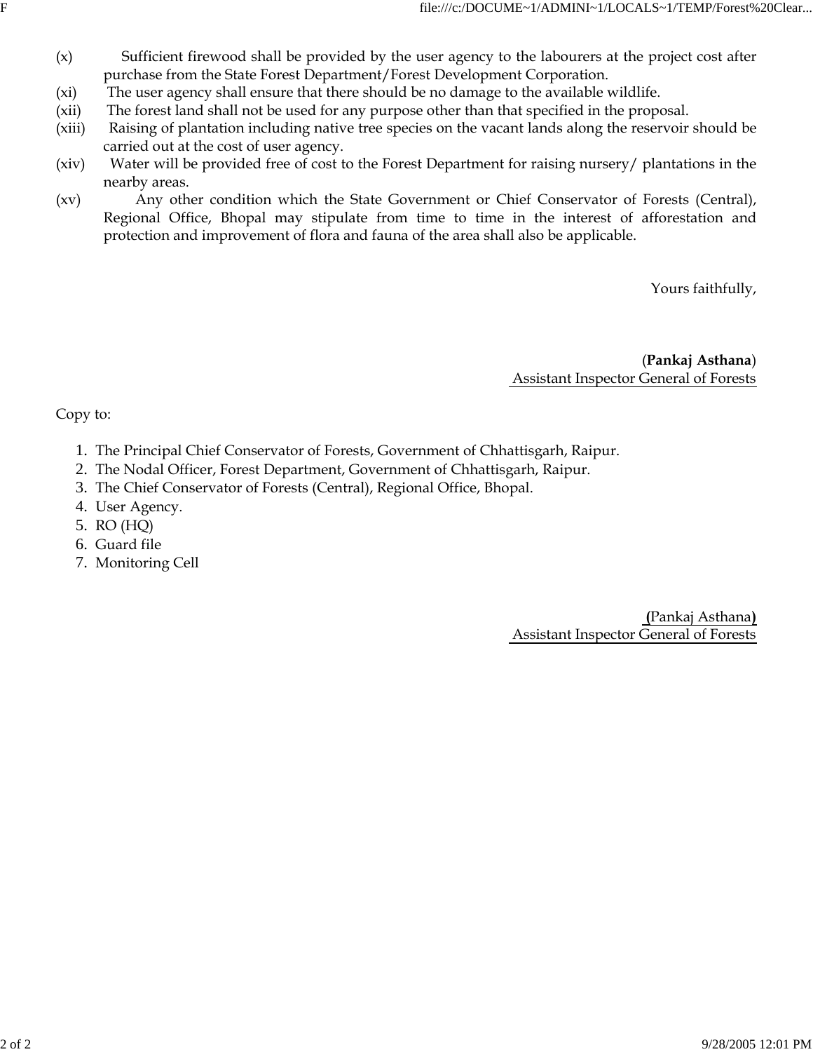(x) Sufficient firewood shall be provided by the user agency to the labourers at the project cost after purchase from the State Forest Department/Forest Development Corporation.

(xi) The user agency shall ensure that there should be no damage to the available wildlife.

(xii) The forest land shall not be used for any purpose other than that specified in the proposal.

(xiii) Raising of plantation including native tree species on the vacant lands along the reservoir should be carried out at the cost of user agency.

(xiv) Water will be provided free of cost to the Forest Department for raising nursery/ plantations in the nearby areas.

(xv) Any other condition which the State Government or Chief Conservator of Forests (Central), Regional Office, Bhopal may stipulate from time to time in the interest of afforestation and protection and improvement of flora and fauna of the area shall also be applicable.

Yours faithfully,

(**Pankaj Asthana**)
Assistant Inspector General of Forests

Copy to:

1. The Principal Chief Conservator of Forests, Government of Chhattisgarh, Raipur.
2. The Nodal Officer, Forest Department, Government of Chhattisgarh, Raipur.
3. The Chief Conservator of Forests (Central), Regional Office, Bhopal.
4. User Agency.
5. RO (HQ)
6. Guard file
7. Monitoring Cell

(Pankaj Asthana)
Assistant Inspector General of Forests